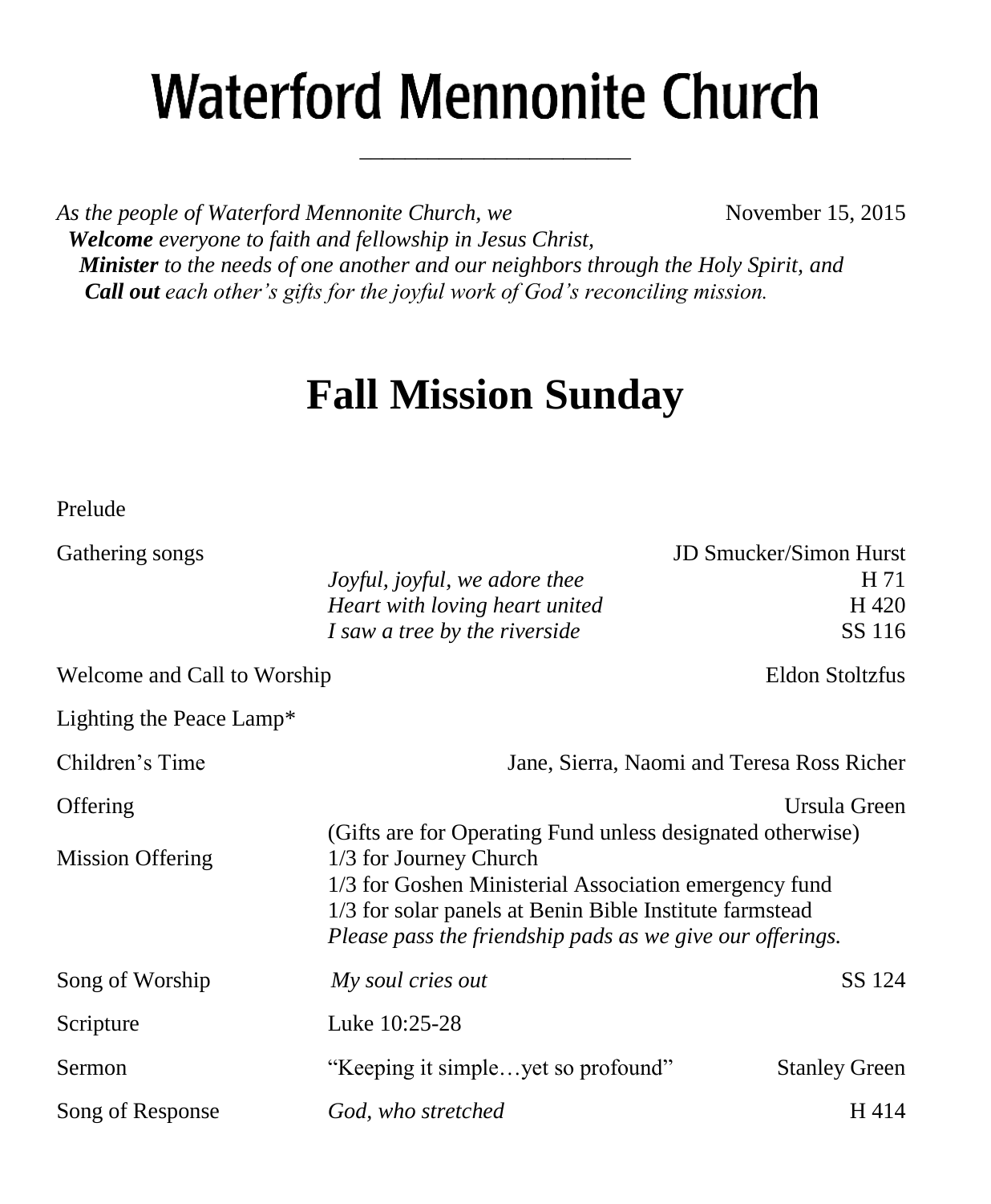# Waterford Mennonite Church

*As the people of Waterford Mennonite Church, we* November 15, 2015

***Welcome** everyone to faith and fellowship in Jesus Christ,*
***Minister** to the needs of one another and our neighbors through the Holy Spirit, and*
***Call out** each other's gifts for the joyful work of God's reconciling mission.*

## Fall Mission Sunday

Prelude

Gathering songs — JD Smucker/Simon Hurst
- *Joyful, joyful, we adore thee* — H 71
- *Heart with loving heart united* — H 420
- *I saw a tree by the riverside* — SS 116

Welcome and Call to Worship — Eldon Stoltzfus

Lighting the Peace Lamp*

Children's Time — Jane, Sierra, Naomi and Teresa Ross Richer

Offering — Ursula Green
(Gifts are for Operating Fund unless designated otherwise)

Mission Offering
- 1/3 for Journey Church
- 1/3 for Goshen Ministerial Association emergency fund
- 1/3 for solar panels at Benin Bible Institute farmstead

*Please pass the friendship pads as we give our offerings.*

Song of Worship — *My soul cries out* — SS 124

Scripture — Luke 10:25-28

Sermon — "Keeping it simple…yet so profound" — Stanley Green

Song of Response — *God, who stretched* — H 414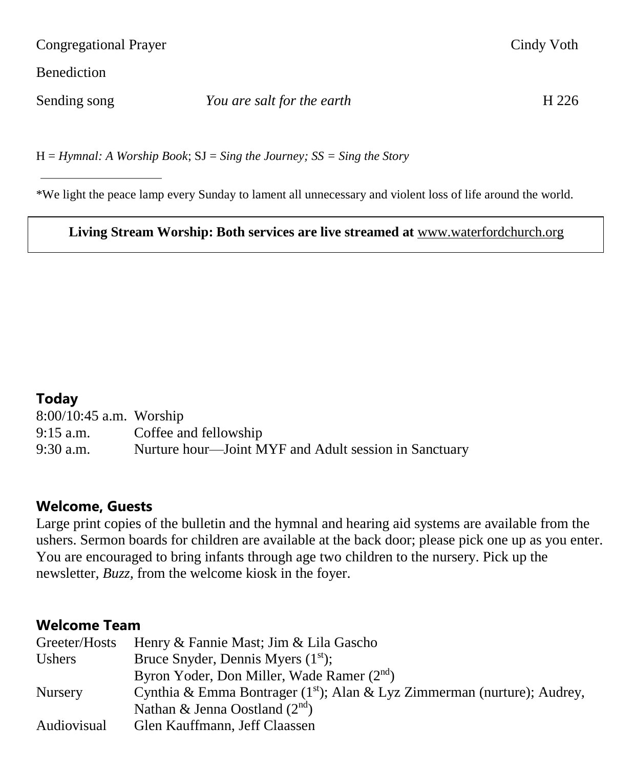| | | |
|---|---|---|
| Congregational Prayer | | Cindy Voth |
| Benediction | | |
| Sending song | *You are salt for the earth* | H 226 |

H = *Hymnal: A Worship Book*; SJ = *Sing the Journey; SS = Sing the Story*

---

*We light the peace lamp every Sunday to lament all unnecessary and violent loss of life around the world.

**Living Stream Worship: Both services are live streamed at** www.waterfordchurch.org

## Today

| | |
|---|---|
| 8:00/10:45 a.m. | Worship |
| 9:15 a.m. | Coffee and fellowship |
| 9:30 a.m. | Nurture hour—Joint MYF and Adult session in Sanctuary |

## Welcome, Guests

Large print copies of the bulletin and the hymnal and hearing aid systems are available from the ushers. Sermon boards for children are available at the back door; please pick one up as you enter. You are encouraged to bring infants through age two children to the nursery. Pick up the newsletter, *Buzz,* from the welcome kiosk in the foyer.

## Welcome Team

| | |
|---|---|
| Greeter/Hosts | Henry & Fannie Mast; Jim & Lila Gascho |
| Ushers | Bruce Snyder, Dennis Myers (1st); Byron Yoder, Don Miller, Wade Ramer (2nd) |
| Nursery | Cynthia & Emma Bontrager (1st); Alan & Lyz Zimmerman (nurture); Audrey, Nathan & Jenna Oostland (2nd) |
| Audiovisual | Glen Kauffmann, Jeff Claassen |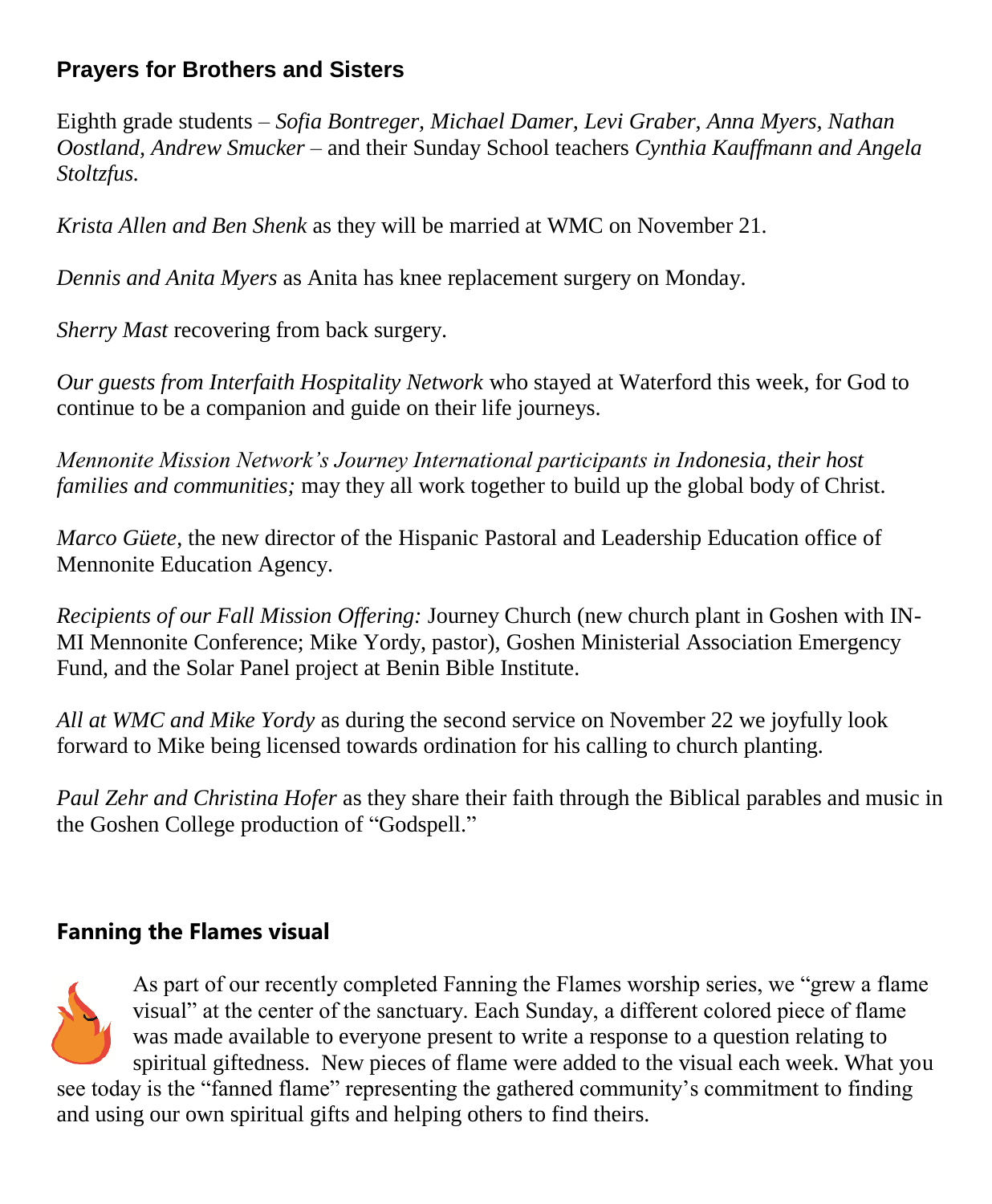## Prayers for Brothers and Sisters

Eighth grade students – *Sofia Bontreger, Michael Damer, Levi Graber, Anna Myers, Nathan Oostland, Andrew Smucker* – and their Sunday School teachers *Cynthia Kauffmann and Angela Stoltzfus.*

*Krista Allen and Ben Shenk* as they will be married at WMC on November 21.

*Dennis and Anita Myers* as Anita has knee replacement surgery on Monday.

*Sherry Mast* recovering from back surgery.

*Our guests from Interfaith Hospitality Network* who stayed at Waterford this week, for God to continue to be a companion and guide on their life journeys.

*Mennonite Mission Network's Journey International participants in Indonesia, their host families and communities;* may they all work together to build up the global body of Christ.

*Marco Güete*, the new director of the Hispanic Pastoral and Leadership Education office of Mennonite Education Agency.

*Recipients of our Fall Mission Offering:* Journey Church (new church plant in Goshen with IN-MI Mennonite Conference; Mike Yordy, pastor), Goshen Ministerial Association Emergency Fund, and the Solar Panel project at Benin Bible Institute.

*All at WMC and Mike Yordy* as during the second service on November 22 we joyfully look forward to Mike being licensed towards ordination for his calling to church planting.

*Paul Zehr and Christina Hofer* as they share their faith through the Biblical parables and music in the Goshen College production of "Godspell."

## Fanning the Flames visual

As part of our recently completed Fanning the Flames worship series, we "grew a flame visual" at the center of the sanctuary. Each Sunday, a different colored piece of flame was made available to everyone present to write a response to a question relating to spiritual giftedness. New pieces of flame were added to the visual each week. What you see today is the "fanned flame" representing the gathered community's commitment to finding and using our own spiritual gifts and helping others to find theirs.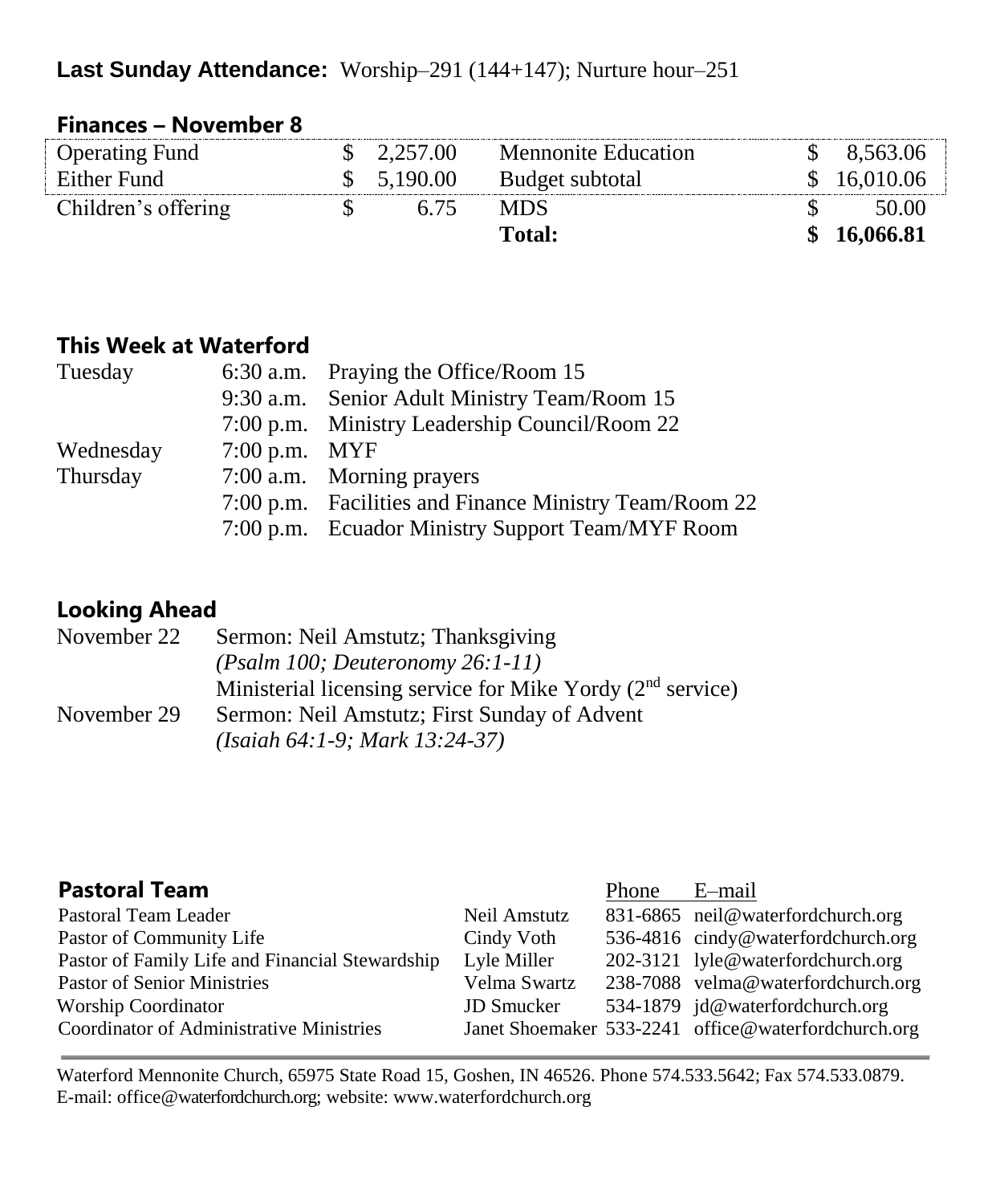**Last Sunday Attendance:** Worship–291 (144+147); Nurture hour–251

## Finances – November 8

| | | | |
|---|---|---|---|
| Operating Fund | $ 2,257.00 | Mennonite Education | $ 8,563.06 |
| Either Fund | $ 5,190.00 | Budget subtotal | $ 16,010.06 |
| Children's offering | $ 6.75 | MDS | $ 50.00 |
| | | **Total:** | **$ 16,066.81** |

## This Week at Waterford

| | | |
|---|---|---|
| Tuesday | 6:30 a.m. | Praying the Office/Room 15 |
| | 9:30 a.m. | Senior Adult Ministry Team/Room 15 |
| | 7:00 p.m. | Ministry Leadership Council/Room 22 |
| Wednesday | 7:00 p.m. | MYF |
| Thursday | 7:00 a.m. | Morning prayers |
| | 7:00 p.m. | Facilities and Finance Ministry Team/Room 22 |
| | 7:00 p.m. | Ecuador Ministry Support Team/MYF Room |

## Looking Ahead

November 22 — Sermon: Neil Amstutz; Thanksgiving
*(Psalm 100; Deuteronomy 26:1-11)*
Ministerial licensing service for Mike Yordy (2nd service)

November 29 — Sermon: Neil Amstutz; First Sunday of Advent
*(Isaiah 64:1-9; Mark 13:24-37)*

## Pastoral Team

| | | Phone | E–mail |
|---|---|---|---|
| Pastoral Team Leader | Neil Amstutz | 831-6865 | neil@waterfordchurch.org |
| Pastor of Community Life | Cindy Voth | 536-4816 | cindy@waterfordchurch.org |
| Pastor of Family Life and Financial Stewardship | Lyle Miller | 202-3121 | lyle@waterfordchurch.org |
| Pastor of Senior Ministries | Velma Swartz | 238-7088 | velma@waterfordchurch.org |
| Worship Coordinator | JD Smucker | 534-1879 | jd@waterfordchurch.org |
| Coordinator of Administrative Ministries | Janet Shoemaker | 533-2241 | office@waterfordchurch.org |

Waterford Mennonite Church, 65975 State Road 15, Goshen, IN 46526. Phone 574.533.5642; Fax 574.533.0879. E-mail: office@waterfordchurch.org; website: www.waterfordchurch.org